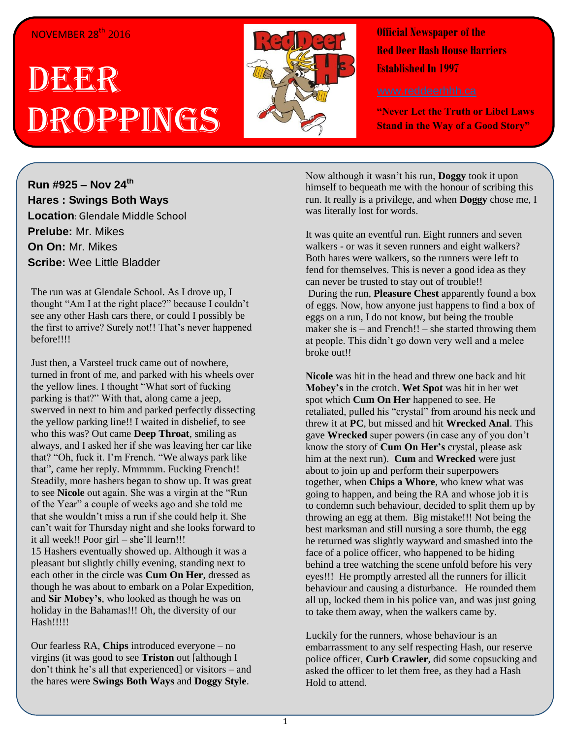NOVEMBER 28th 2016

# DEER DROPPINGS

**Official Newspaper of the Red Deer Hash House Harriers Established In 1997**

www.reddeerhhh.ca

**"Never Let the Truth or Libel Laws Stand in the Way of a Good Story"**

**Run #925 – Nov 24th**
**Hares : Swings Both Ways**
**Location**: Glendale Middle School
**Prelube:** Mr. Mikes
**On On:** Mr. Mikes
**Scribe:** Wee Little Bladder

The run was at Glendale School. As I drove up, I thought "Am I at the right place?" because I couldn't see any other Hash cars there, or could I possibly be the first to arrive? Surely not!! That's never happened before!!!!

Just then, a Varsteel truck came out of nowhere, turned in front of me, and parked with his wheels over the yellow lines. I thought "What sort of fucking parking is that?" With that, along came a jeep, swerved in next to him and parked perfectly dissecting the yellow parking line!! I waited in disbelief, to see who this was? Out came **Deep Throat**, smiling as always, and I asked her if she was leaving her car like that? "Oh, fuck it. I'm French. "We always park like that", came her reply. Mmmmm. Fucking French!! Steadily, more hashers began to show up. It was great to see **Nicole** out again. She was a virgin at the "Run of the Year" a couple of weeks ago and she told me that she wouldn't miss a run if she could help it. She can't wait for Thursday night and she looks forward to it all week!! Poor girl – she'll learn!!!
15 Hashers eventually showed up. Although it was a pleasant but slightly chilly evening, standing next to each other in the circle was **Cum On Her**, dressed as though he was about to embark on a Polar Expedition, and **Sir Mobey's**, who looked as though he was on holiday in the Bahamas!!! Oh, the diversity of our Hash!!!!!

Our fearless RA, **Chips** introduced everyone – no virgins (it was good to see **Triston** out [although I don't think he's all that experienced] or visitors – and the hares were **Swings Both Ways** and **Doggy Style**.

Now although it wasn't his run, **Doggy** took it upon himself to bequeath me with the honour of scribing this run. It really is a privilege, and when **Doggy** chose me, I was literally lost for words.

It was quite an eventful run. Eight runners and seven walkers - or was it seven runners and eight walkers? Both hares were walkers, so the runners were left to fend for themselves. This is never a good idea as they can never be trusted to stay out of trouble!!
During the run, **Pleasure Chest** apparently found a box of eggs. Now, how anyone just happens to find a box of eggs on a run, I do not know, but being the trouble maker she is – and French!! – she started throwing them at people. This didn't go down very well and a melee broke out!!

**Nicole** was hit in the head and threw one back and hit **Mobey's** in the crotch. **Wet Spot** was hit in her wet spot which **Cum On Her** happened to see. He retaliated, pulled his "crystal" from around his neck and threw it at **PC**, but missed and hit **Wrecked Anal**. This gave **Wrecked** super powers (in case any of you don't know the story of **Cum On Her's** crystal, please ask him at the next run). **Cum** and **Wrecked** were just about to join up and perform their superpowers together, when **Chips a Whore**, who knew what was going to happen, and being the RA and whose job it is to condemn such behaviour, decided to split them up by throwing an egg at them. Big mistake!!! Not being the best marksman and still nursing a sore thumb, the egg he returned was slightly wayward and smashed into the face of a police officer, who happened to be hiding behind a tree watching the scene unfold before his very eyes!!! He promptly arrested all the runners for illicit behaviour and causing a disturbance. He rounded them all up, locked them in his police van, and was just going to take them away, when the walkers came by.

Luckily for the runners, whose behaviour is an embarrassment to any self respecting Hash, our reserve police officer, **Curb Crawler**, did some copsucking and asked the officer to let them free, as they had a Hash Hold to attend.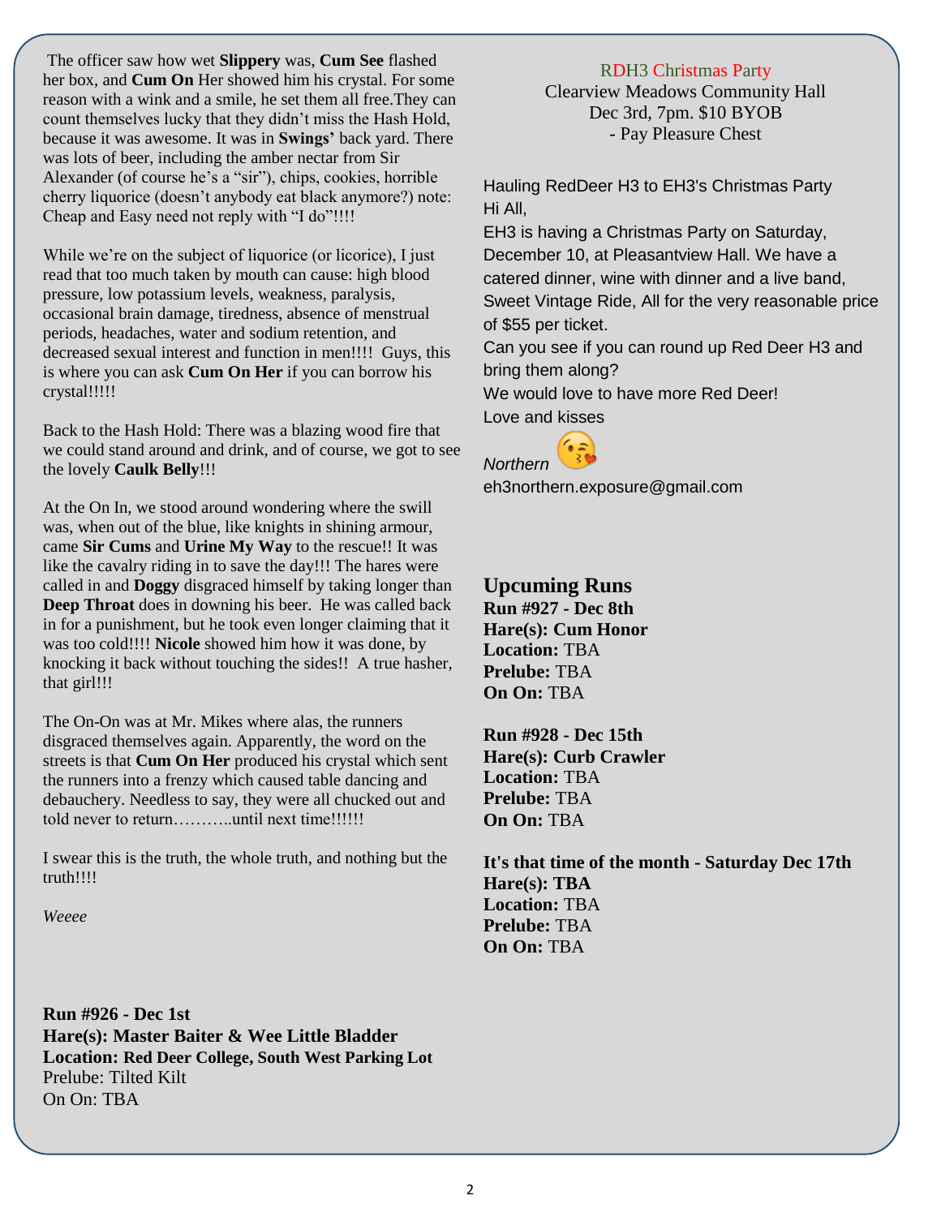The officer saw how wet **Slippery** was, **Cum See** flashed her box, and **Cum On** Her showed him his crystal. For some reason with a wink and a smile, he set them all free.They can count themselves lucky that they didn't miss the Hash Hold, because it was awesome. It was in **Swings'** back yard. There was lots of beer, including the amber nectar from Sir Alexander (of course he's a "sir"), chips, cookies, horrible cherry liquorice (doesn't anybody eat black anymore?) note: Cheap and Easy need not reply with "I do"!!!!

While we're on the subject of liquorice (or licorice), I just read that too much taken by mouth can cause: high blood pressure, low potassium levels, weakness, paralysis, occasional brain damage, tiredness, absence of menstrual periods, headaches, water and sodium retention, and decreased sexual interest and function in men!!!! Guys, this is where you can ask **Cum On Her** if you can borrow his crystal!!!!!

Back to the Hash Hold: There was a blazing wood fire that we could stand around and drink, and of course, we got to see the lovely **Caulk Belly**!!!

At the On In, we stood around wondering where the swill was, when out of the blue, like knights in shining armour, came **Sir Cums** and **Urine My Way** to the rescue!! It was like the cavalry riding in to save the day!!! The hares were called in and **Doggy** disgraced himself by taking longer than **Deep Throat** does in downing his beer. He was called back in for a punishment, but he took even longer claiming that it was too cold!!!! **Nicole** showed him how it was done, by knocking it back without touching the sides!! A true hasher, that girl!!!

The On-On was at Mr. Mikes where alas, the runners disgraced themselves again. Apparently, the word on the streets is that **Cum On Her** produced his crystal which sent the runners into a frenzy which caused table dancing and debauchery. Needless to say, they were all chucked out and told never to return………..until next time!!!!!!

I swear this is the truth, the whole truth, and nothing but the truth!!!!

*Weeee*

**Run #926 - Dec 1st**
**Hare(s): Master Baiter & Wee Little Bladder**
**Location: Red Deer College, South West Parking Lot**
Prelube: Tilted Kilt
On On: TBA

RDH3 Christmas Party
Clearview Meadows Community Hall
Dec 3rd, 7pm. $10 BYOB
- Pay Pleasure Chest

Hauling RedDeer H3 to EH3's Christmas Party
Hi All,
EH3 is having a Christmas Party on Saturday, December 10, at Pleasantview Hall. We have a catered dinner, wine with dinner and a live band, Sweet Vintage Ride, All for the very reasonable price of $55 per ticket.
Can you see if you can round up Red Deer H3 and bring them along?
We would love to have more Red Deer!
Love and kisses

*Northern* 😘
eh3northern.exposure@gmail.com

## Upcuming Runs

**Run #927 - Dec 8th**
**Hare(s): Cum Honor**
**Location:** TBA
**Prelube:** TBA
**On On:** TBA

**Run #928 - Dec 15th**
**Hare(s): Curb Crawler**
**Location:** TBA
**Prelube:** TBA
**On On:** TBA

**It's that time of the month - Saturday Dec 17th**
**Hare(s): TBA**
**Location:** TBA
**Prelube:** TBA
**On On:** TBA